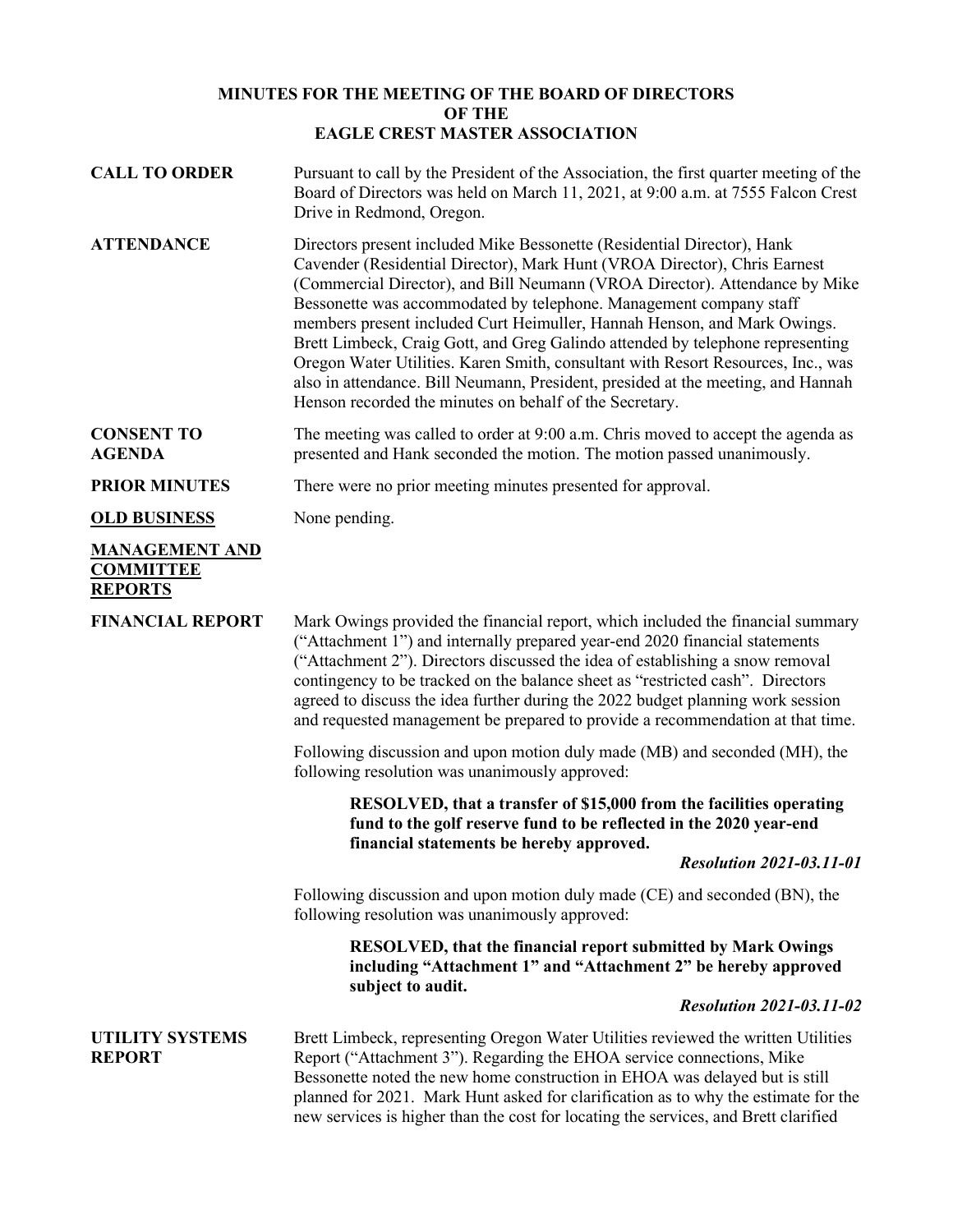# MINUTES FOR THE MEETING OF THE BOARD OF DIRECTORS OF THE EAGLE CREST MASTER ASSOCIATION

**CALL TO ORDER**

Pursuant to call by the President of the Association, the first quarter meeting of the Board of Directors was held on March 11, 2021, at 9:00 a.m. at 7555 Falcon Crest Drive in Redmond, Oregon.

**ATTENDANCE**

Directors present included Mike Bessonette (Residential Director), Hank Cavender (Residential Director), Mark Hunt (VROA Director), Chris Earnest (Commercial Director), and Bill Neumann (VROA Director). Attendance by Mike Bessonette was accommodated by telephone. Management company staff members present included Curt Heimuller, Hannah Henson, and Mark Owings. Brett Limbeck, Craig Gott, and Greg Galindo attended by telephone representing Oregon Water Utilities. Karen Smith, consultant with Resort Resources, Inc., was also in attendance. Bill Neumann, President, presided at the meeting, and Hannah Henson recorded the minutes on behalf of the Secretary.

**CONSENT TO AGENDA**

The meeting was called to order at 9:00 a.m. Chris moved to accept the agenda as presented and Hank seconded the motion. The motion passed unanimously.

**PRIOR MINUTES**

There were no prior meeting minutes presented for approval.

**OLD BUSINESS**

None pending.

**MANAGEMENT AND COMMITTEE REPORTS**

**FINANCIAL REPORT**

Mark Owings provided the financial report, which included the financial summary ("Attachment 1") and internally prepared year-end 2020 financial statements ("Attachment 2"). Directors discussed the idea of establishing a snow removal contingency to be tracked on the balance sheet as "restricted cash". Directors agreed to discuss the idea further during the 2022 budget planning work session and requested management be prepared to provide a recommendation at that time.

Following discussion and upon motion duly made (MB) and seconded (MH), the following resolution was unanimously approved:

> **RESOLVED, that a transfer of $15,000 from the facilities operating fund to the golf reserve fund to be reflected in the 2020 year-end financial statements be hereby approved.**
>
> ***Resolution 2021-03.11-01***

Following discussion and upon motion duly made (CE) and seconded (BN), the following resolution was unanimously approved:

> **RESOLVED, that the financial report submitted by Mark Owings including "Attachment 1" and "Attachment 2" be hereby approved subject to audit.**
>
> ***Resolution 2021-03.11-02***

**UTILITY SYSTEMS REPORT**

Brett Limbeck, representing Oregon Water Utilities reviewed the written Utilities Report ("Attachment 3"). Regarding the EHOA service connections, Mike Bessonette noted the new home construction in EHOA was delayed but is still planned for 2021. Mark Hunt asked for clarification as to why the estimate for the new services is higher than the cost for locating the services, and Brett clarified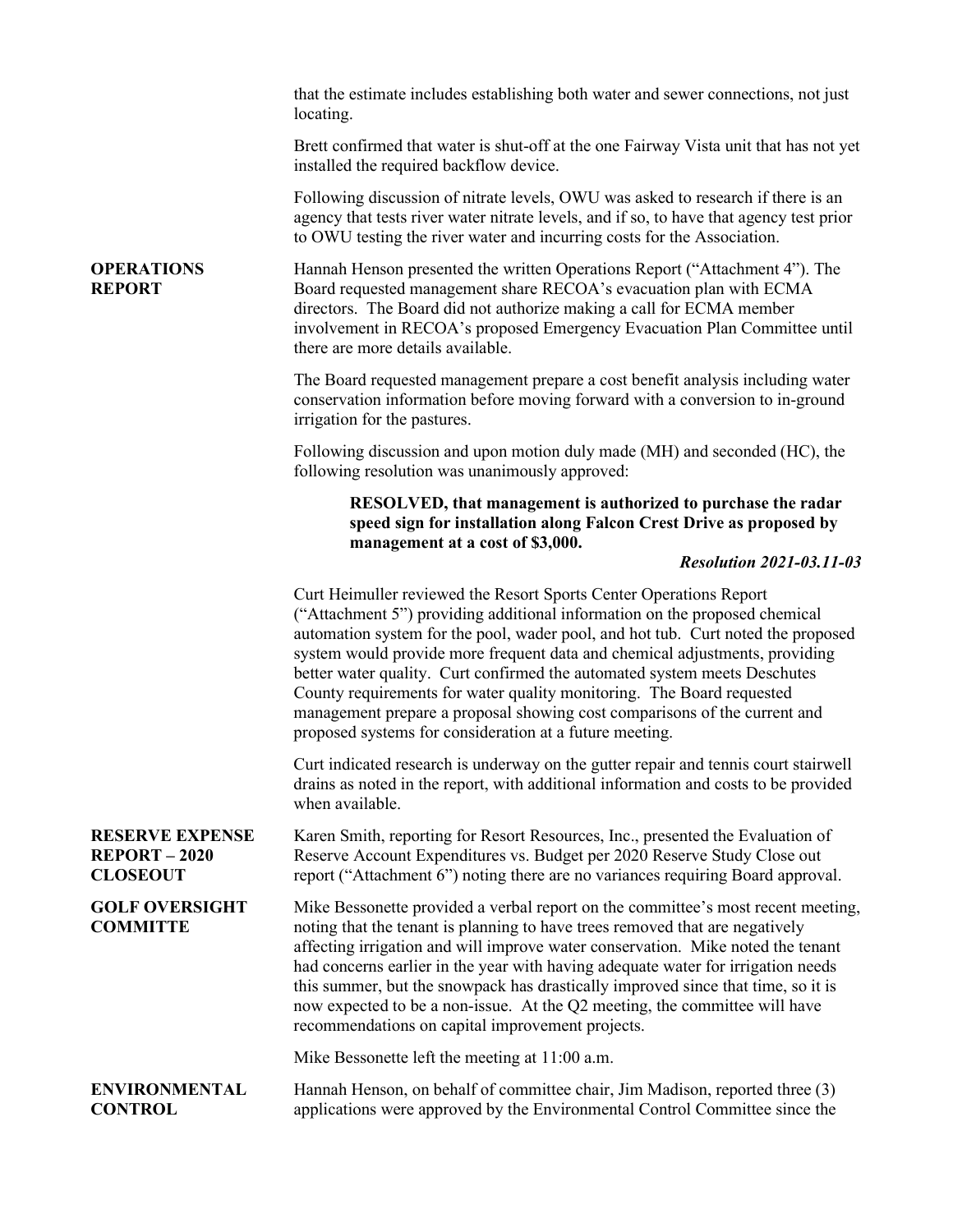that the estimate includes establishing both water and sewer connections, not just locating.

Brett confirmed that water is shut-off at the one Fairway Vista unit that has not yet installed the required backflow device.

Following discussion of nitrate levels, OWU was asked to research if there is an agency that tests river water nitrate levels, and if so, to have that agency test prior to OWU testing the river water and incurring costs for the Association.

**OPERATIONS REPORT**

Hannah Henson presented the written Operations Report ("Attachment 4"). The Board requested management share RECOA's evacuation plan with ECMA directors. The Board did not authorize making a call for ECMA member involvement in RECOA's proposed Emergency Evacuation Plan Committee until there are more details available.

The Board requested management prepare a cost benefit analysis including water conservation information before moving forward with a conversion to in-ground irrigation for the pastures.

Following discussion and upon motion duly made (MH) and seconded (HC), the following resolution was unanimously approved:

> **RESOLVED, that management is authorized to purchase the radar speed sign for installation along Falcon Crest Drive as proposed by management at a cost of $3,000.**
>
> ***Resolution 2021-03.11-03***

Curt Heimuller reviewed the Resort Sports Center Operations Report ("Attachment 5") providing additional information on the proposed chemical automation system for the pool, wader pool, and hot tub. Curt noted the proposed system would provide more frequent data and chemical adjustments, providing better water quality. Curt confirmed the automated system meets Deschutes County requirements for water quality monitoring. The Board requested management prepare a proposal showing cost comparisons of the current and proposed systems for consideration at a future meeting.

Curt indicated research is underway on the gutter repair and tennis court stairwell drains as noted in the report, with additional information and costs to be provided when available.

**RESERVE EXPENSE REPORT – 2020 CLOSEOUT**

Karen Smith, reporting for Resort Resources, Inc., presented the Evaluation of Reserve Account Expenditures vs. Budget per 2020 Reserve Study Close out report ("Attachment 6") noting there are no variances requiring Board approval.

**GOLF OVERSIGHT COMMITTE**

Mike Bessonette provided a verbal report on the committee's most recent meeting, noting that the tenant is planning to have trees removed that are negatively affecting irrigation and will improve water conservation. Mike noted the tenant had concerns earlier in the year with having adequate water for irrigation needs this summer, but the snowpack has drastically improved since that time, so it is now expected to be a non-issue. At the Q2 meeting, the committee will have recommendations on capital improvement projects.

Mike Bessonette left the meeting at 11:00 a.m.

**ENVIRONMENTAL CONTROL**

Hannah Henson, on behalf of committee chair, Jim Madison, reported three (3) applications were approved by the Environmental Control Committee since the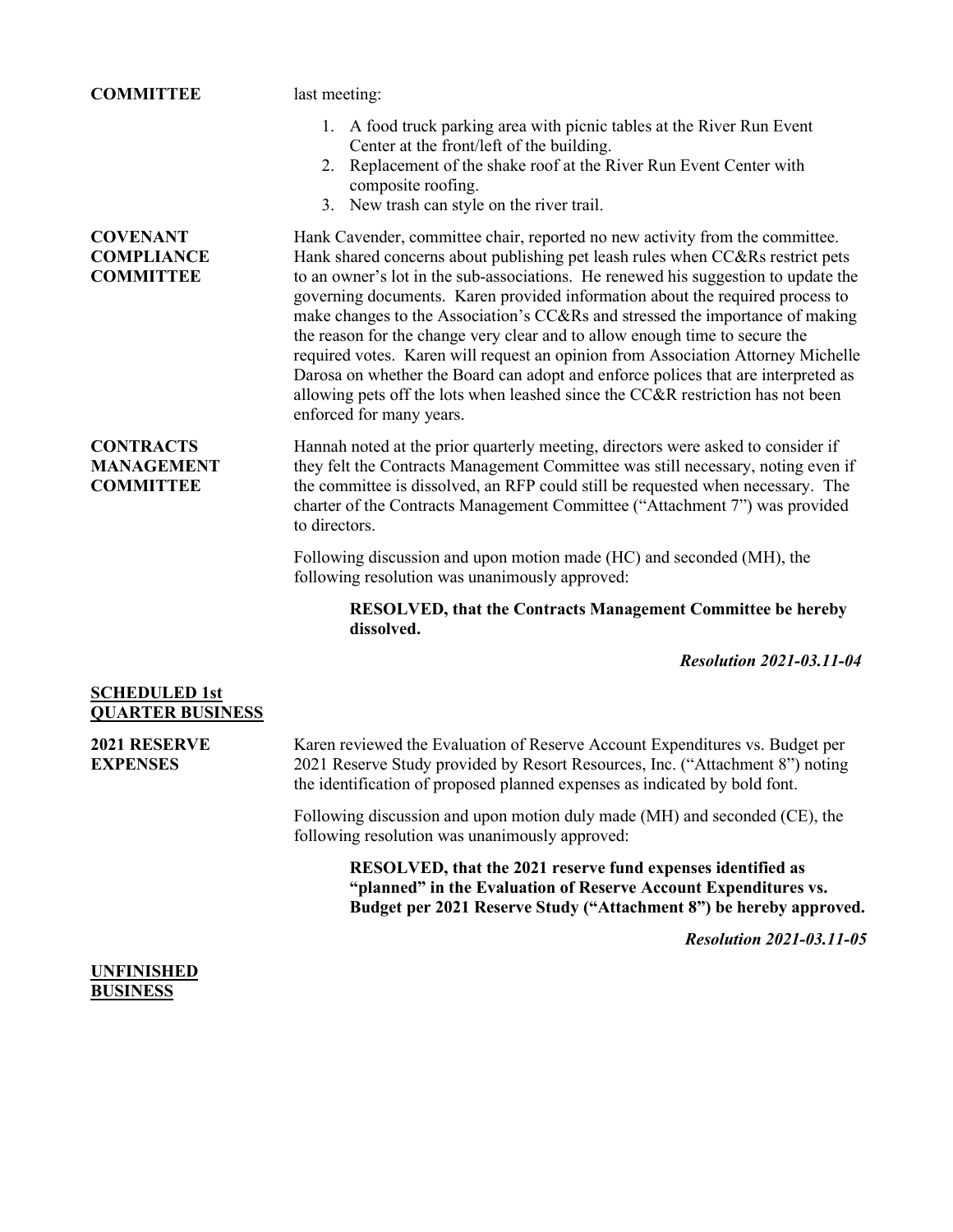**COMMITTEE**

last meeting:

1. A food truck parking area with picnic tables at the River Run Event Center at the front/left of the building.
2. Replacement of the shake roof at the River Run Event Center with composite roofing.
3. New trash can style on the river trail.

**COVENANT COMPLIANCE COMMITTEE**

Hank Cavender, committee chair, reported no new activity from the committee. Hank shared concerns about publishing pet leash rules when CC&Rs restrict pets to an owner's lot in the sub-associations. He renewed his suggestion to update the governing documents. Karen provided information about the required process to make changes to the Association's CC&Rs and stressed the importance of making the reason for the change very clear and to allow enough time to secure the required votes. Karen will request an opinion from Association Attorney Michelle Darosa on whether the Board can adopt and enforce polices that are interpreted as allowing pets off the lots when leashed since the CC&R restriction has not been enforced for many years.

**CONTRACTS MANAGEMENT COMMITTEE**

Hannah noted at the prior quarterly meeting, directors were asked to consider if they felt the Contracts Management Committee was still necessary, noting even if the committee is dissolved, an RFP could still be requested when necessary. The charter of the Contracts Management Committee ("Attachment 7") was provided to directors.

Following discussion and upon motion made (HC) and seconded (MH), the following resolution was unanimously approved:

> **RESOLVED, that the Contracts Management Committee be hereby dissolved.**

***Resolution 2021-03.11-04***

## SCHEDULED 1st QUARTER BUSINESS

**2021 RESERVE EXPENSES**

Karen reviewed the Evaluation of Reserve Account Expenditures vs. Budget per 2021 Reserve Study provided by Resort Resources, Inc. ("Attachment 8") noting the identification of proposed planned expenses as indicated by bold font.

Following discussion and upon motion duly made (MH) and seconded (CE), the following resolution was unanimously approved:

> **RESOLVED, that the 2021 reserve fund expenses identified as "planned" in the Evaluation of Reserve Account Expenditures vs. Budget per 2021 Reserve Study ("Attachment 8") be hereby approved.**

***Resolution 2021-03.11-05***

## UNFINISHED BUSINESS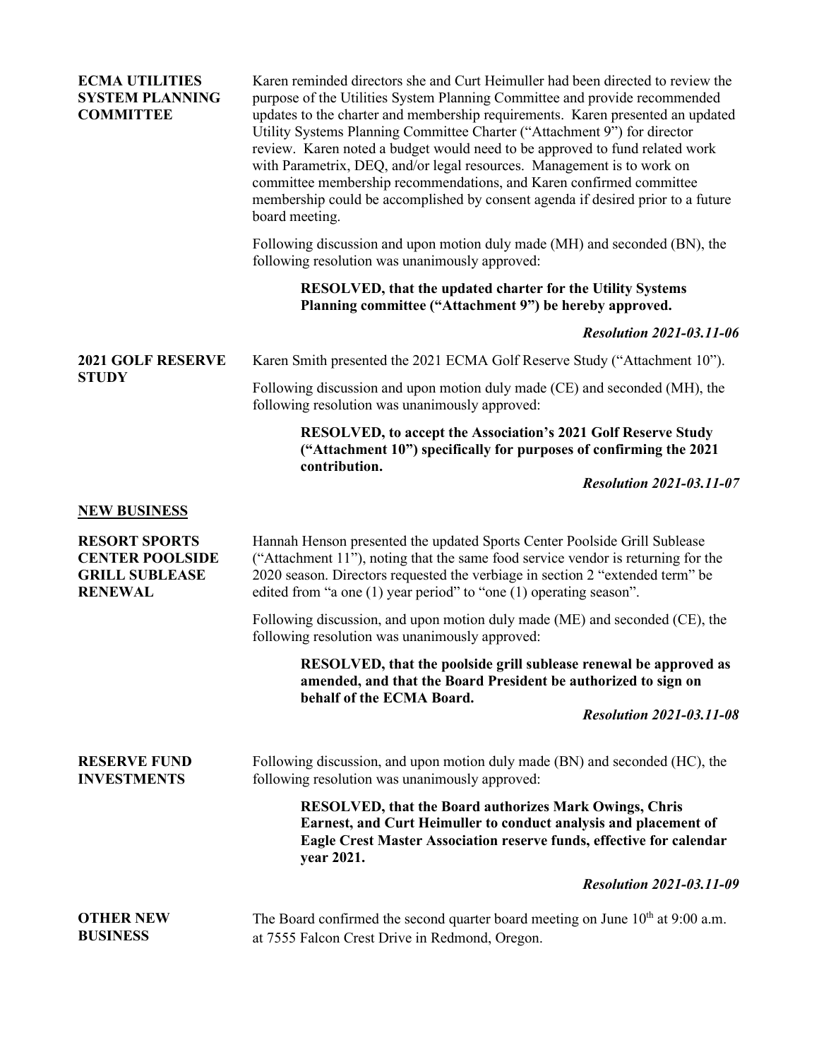**ECMA UTILITIES SYSTEM PLANNING COMMITTEE**

Karen reminded directors she and Curt Heimuller had been directed to review the purpose of the Utilities System Planning Committee and provide recommended updates to the charter and membership requirements. Karen presented an updated Utility Systems Planning Committee Charter ("Attachment 9") for director review. Karen noted a budget would need to be approved to fund related work with Parametrix, DEQ, and/or legal resources. Management is to work on committee membership recommendations, and Karen confirmed committee membership could be accomplished by consent agenda if desired prior to a future board meeting.

Following discussion and upon motion duly made (MH) and seconded (BN), the following resolution was unanimously approved:

> **RESOLVED, that the updated charter for the Utility Systems Planning committee ("Attachment 9") be hereby approved.**

***Resolution 2021-03.11-06***

**2021 GOLF RESERVE STUDY**

Karen Smith presented the 2021 ECMA Golf Reserve Study ("Attachment 10").

Following discussion and upon motion duly made (CE) and seconded (MH), the following resolution was unanimously approved:

> **RESOLVED, to accept the Association's 2021 Golf Reserve Study ("Attachment 10") specifically for purposes of confirming the 2021 contribution.**

***Resolution 2021-03.11-07***

## NEW BUSINESS

**RESORT SPORTS CENTER POOLSIDE GRILL SUBLEASE RENEWAL**

Hannah Henson presented the updated Sports Center Poolside Grill Sublease ("Attachment 11"), noting that the same food service vendor is returning for the 2020 season. Directors requested the verbiage in section 2 "extended term" be edited from "a one (1) year period" to "one (1) operating season".

Following discussion, and upon motion duly made (ME) and seconded (CE), the following resolution was unanimously approved:

> **RESOLVED, that the poolside grill sublease renewal be approved as amended, and that the Board President be authorized to sign on behalf of the ECMA Board.**

***Resolution 2021-03.11-08***

**RESERVE FUND INVESTMENTS**

Following discussion, and upon motion duly made (BN) and seconded (HC), the following resolution was unanimously approved:

> **RESOLVED, that the Board authorizes Mark Owings, Chris Earnest, and Curt Heimuller to conduct analysis and placement of Eagle Crest Master Association reserve funds, effective for calendar year 2021.**

***Resolution 2021-03.11-09***

**OTHER NEW BUSINESS**

The Board confirmed the second quarter board meeting on June 10th at 9:00 a.m. at 7555 Falcon Crest Drive in Redmond, Oregon.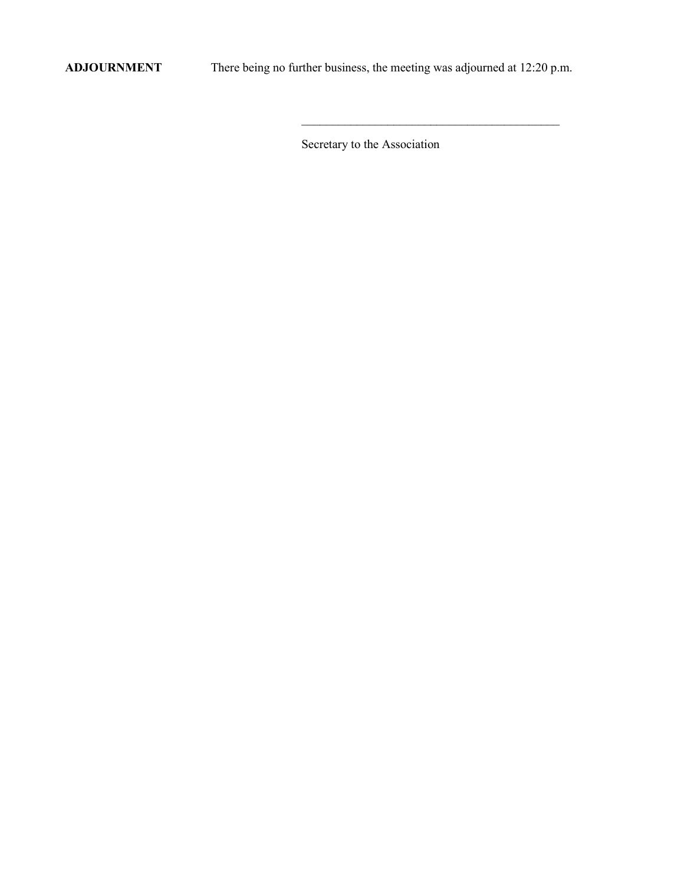**ADJOURNMENT** There being no further business, the meeting was adjourned at 12:20 p.m.

\_\_\_\_\_\_\_\_\_\_\_\_\_\_\_\_\_\_\_\_\_\_\_\_\_\_\_\_\_\_\_\_\_\_\_\_\_\_\_\_\_\_\_\_

Secretary to the Association